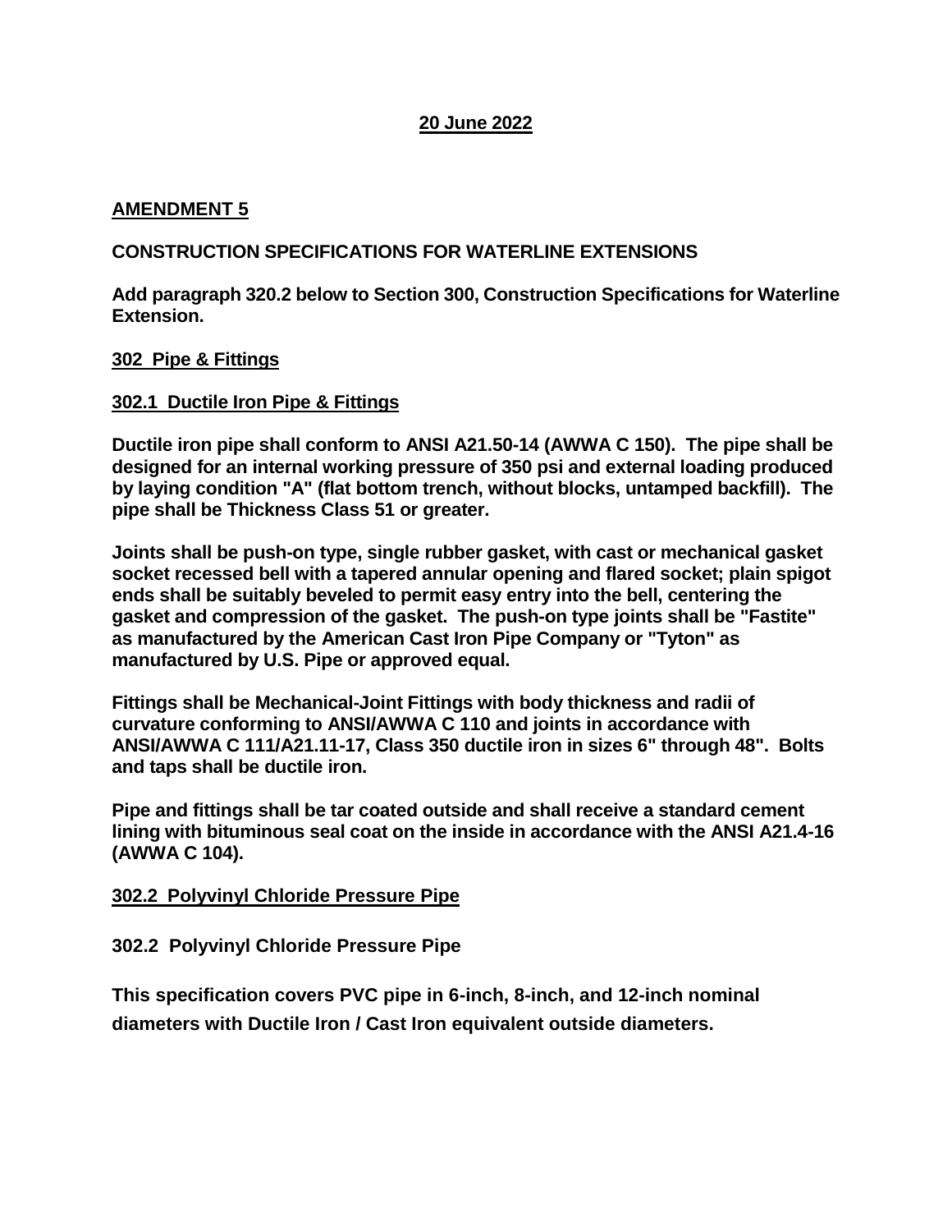**20 June 2022**

## AMENDMENT 5

**CONSTRUCTION SPECIFICATIONS FOR WATERLINE EXTENSIONS**

**Add paragraph 320.2 below to Section 300, Construction Specifications for Waterline Extension.**

### 302 Pipe & Fittings

#### 302.1 Ductile Iron Pipe & Fittings

**Ductile iron pipe shall conform to ANSI A21.50-14 (AWWA C 150). The pipe shall be designed for an internal working pressure of 350 psi and external loading produced by laying condition "A" (flat bottom trench, without blocks, untamped backfill). The pipe shall be Thickness Class 51 or greater.**

**Joints shall be push-on type, single rubber gasket, with cast or mechanical gasket socket recessed bell with a tapered annular opening and flared socket; plain spigot ends shall be suitably beveled to permit easy entry into the bell, centering the gasket and compression of the gasket. The push-on type joints shall be "Fastite" as manufactured by the American Cast Iron Pipe Company or "Tyton" as manufactured by U.S. Pipe or approved equal.**

**Fittings shall be Mechanical-Joint Fittings with body thickness and radii of curvature conforming to ANSI/AWWA C 110 and joints in accordance with ANSI/AWWA C 111/A21.11-17, Class 350 ductile iron in sizes 6" through 48". Bolts and taps shall be ductile iron.**

**Pipe and fittings shall be tar coated outside and shall receive a standard cement lining with bituminous seal coat on the inside in accordance with the ANSI A21.4-16 (AWWA C 104).**

#### 302.2 Polyvinyl Chloride Pressure Pipe

**302.2 Polyvinyl Chloride Pressure Pipe**

**This specification covers PVC pipe in 6-inch, 8-inch, and 12-inch nominal diameters with Ductile Iron / Cast Iron equivalent outside diameters.**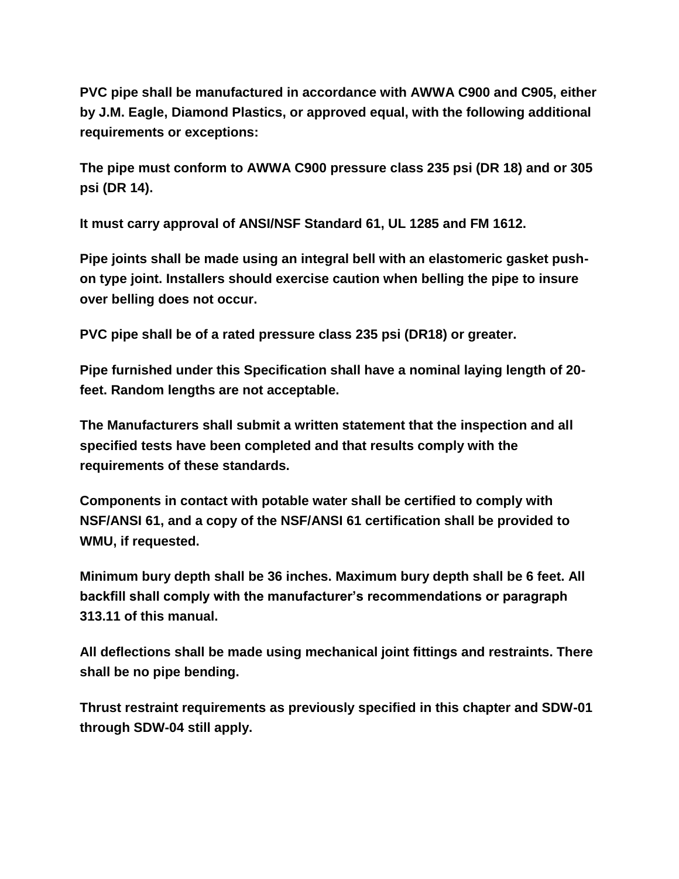**PVC pipe shall be manufactured in accordance with AWWA C900 and C905, either by J.M. Eagle, Diamond Plastics, or approved equal, with the following additional requirements or exceptions:**

**The pipe must conform to AWWA C900 pressure class 235 psi (DR 18) and or 305 psi (DR 14).**

**It must carry approval of ANSI/NSF Standard 61, UL 1285 and FM 1612.**

**Pipe joints shall be made using an integral bell with an elastomeric gasket push-on type joint. Installers should exercise caution when belling the pipe to insure over belling does not occur.**

**PVC pipe shall be of a rated pressure class 235 psi (DR18) or greater.**

**Pipe furnished under this Specification shall have a nominal laying length of 20-feet. Random lengths are not acceptable.**

**The Manufacturers shall submit a written statement that the inspection and all specified tests have been completed and that results comply with the requirements of these standards.**

**Components in contact with potable water shall be certified to comply with NSF/ANSI 61, and a copy of the NSF/ANSI 61 certification shall be provided to WMU, if requested.**

**Minimum bury depth shall be 36 inches. Maximum bury depth shall be 6 feet. All backfill shall comply with the manufacturer's recommendations or paragraph 313.11 of this manual.**

**All deflections shall be made using mechanical joint fittings and restraints. There shall be no pipe bending.**

**Thrust restraint requirements as previously specified in this chapter and SDW-01 through SDW-04 still apply.**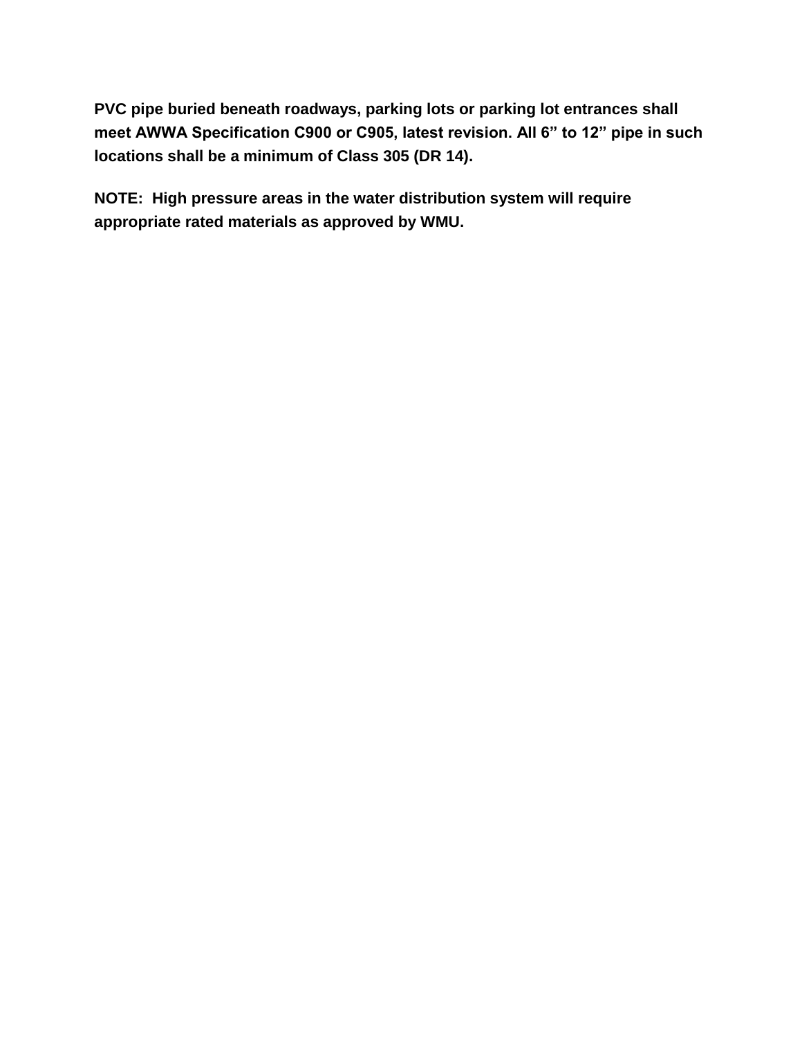**PVC pipe buried beneath roadways, parking lots or parking lot entrances shall meet AWWA Specification C900 or C905, latest revision. All 6” to 12” pipe in such locations shall be a minimum of Class 305 (DR 14).**

**NOTE: High pressure areas in the water distribution system will require appropriate rated materials as approved by WMU.**